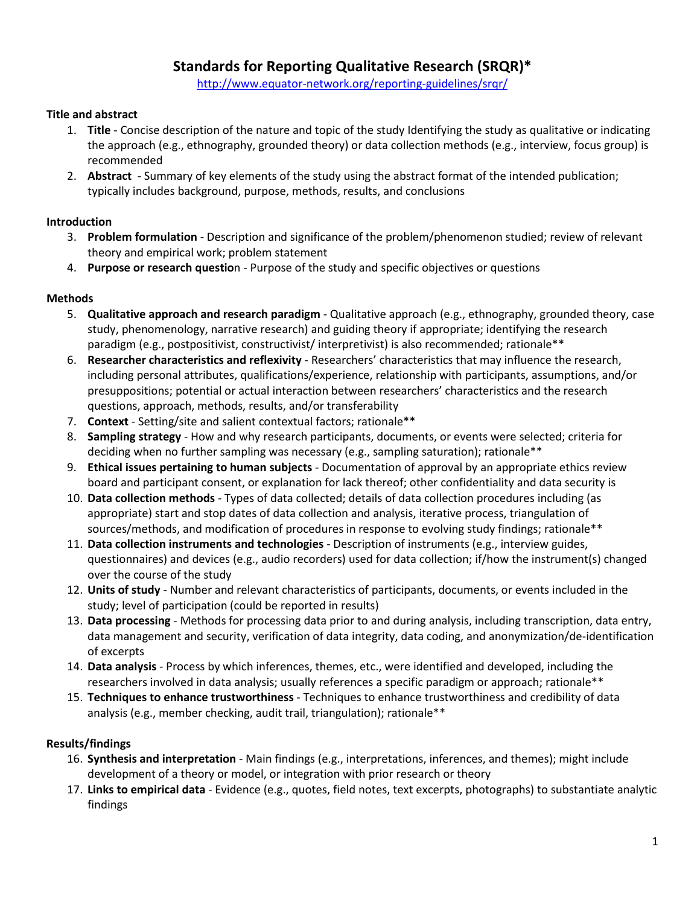# Standards for Reporting Qualitative Research (SRQR)*

http://www.equator-network.org/reporting-guidelines/srqr/

**Title and abstract**

1. **Title** - Concise description of the nature and topic of the study Identifying the study as qualitative or indicating the approach (e.g., ethnography, grounded theory) or data collection methods (e.g., interview, focus group) is recommended
2. **Abstract** - Summary of key elements of the study using the abstract format of the intended publication; typically includes background, purpose, methods, results, and conclusions

**Introduction**

3. **Problem formulation** - Description and significance of the problem/phenomenon studied; review of relevant theory and empirical work; problem statement
4. **Purpose or research question** - Purpose of the study and specific objectives or questions

**Methods**

5. **Qualitative approach and research paradigm** - Qualitative approach (e.g., ethnography, grounded theory, case study, phenomenology, narrative research) and guiding theory if appropriate; identifying the research paradigm (e.g., postpositivist, constructivist/ interpretivist) is also recommended; rationale**
6. **Researcher characteristics and reflexivity** - Researchers' characteristics that may influence the research, including personal attributes, qualifications/experience, relationship with participants, assumptions, and/or presuppositions; potential or actual interaction between researchers' characteristics and the research questions, approach, methods, results, and/or transferability
7. **Context** - Setting/site and salient contextual factors; rationale**
8. **Sampling strategy** - How and why research participants, documents, or events were selected; criteria for deciding when no further sampling was necessary (e.g., sampling saturation); rationale**
9. **Ethical issues pertaining to human subjects** - Documentation of approval by an appropriate ethics review board and participant consent, or explanation for lack thereof; other confidentiality and data security is
10. **Data collection methods** - Types of data collected; details of data collection procedures including (as appropriate) start and stop dates of data collection and analysis, iterative process, triangulation of sources/methods, and modification of procedures in response to evolving study findings; rationale**
11. **Data collection instruments and technologies** - Description of instruments (e.g., interview guides, questionnaires) and devices (e.g., audio recorders) used for data collection; if/how the instrument(s) changed over the course of the study
12. **Units of study** - Number and relevant characteristics of participants, documents, or events included in the study; level of participation (could be reported in results)
13. **Data processing** - Methods for processing data prior to and during analysis, including transcription, data entry, data management and security, verification of data integrity, data coding, and anonymization/de-identification of excerpts
14. **Data analysis** - Process by which inferences, themes, etc., were identified and developed, including the researchers involved in data analysis; usually references a specific paradigm or approach; rationale**
15. **Techniques to enhance trustworthiness** - Techniques to enhance trustworthiness and credibility of data analysis (e.g., member checking, audit trail, triangulation); rationale**

**Results/findings**

16. **Synthesis and interpretation** - Main findings (e.g., interpretations, inferences, and themes); might include development of a theory or model, or integration with prior research or theory
17. **Links to empirical data** - Evidence (e.g., quotes, field notes, text excerpts, photographs) to substantiate analytic findings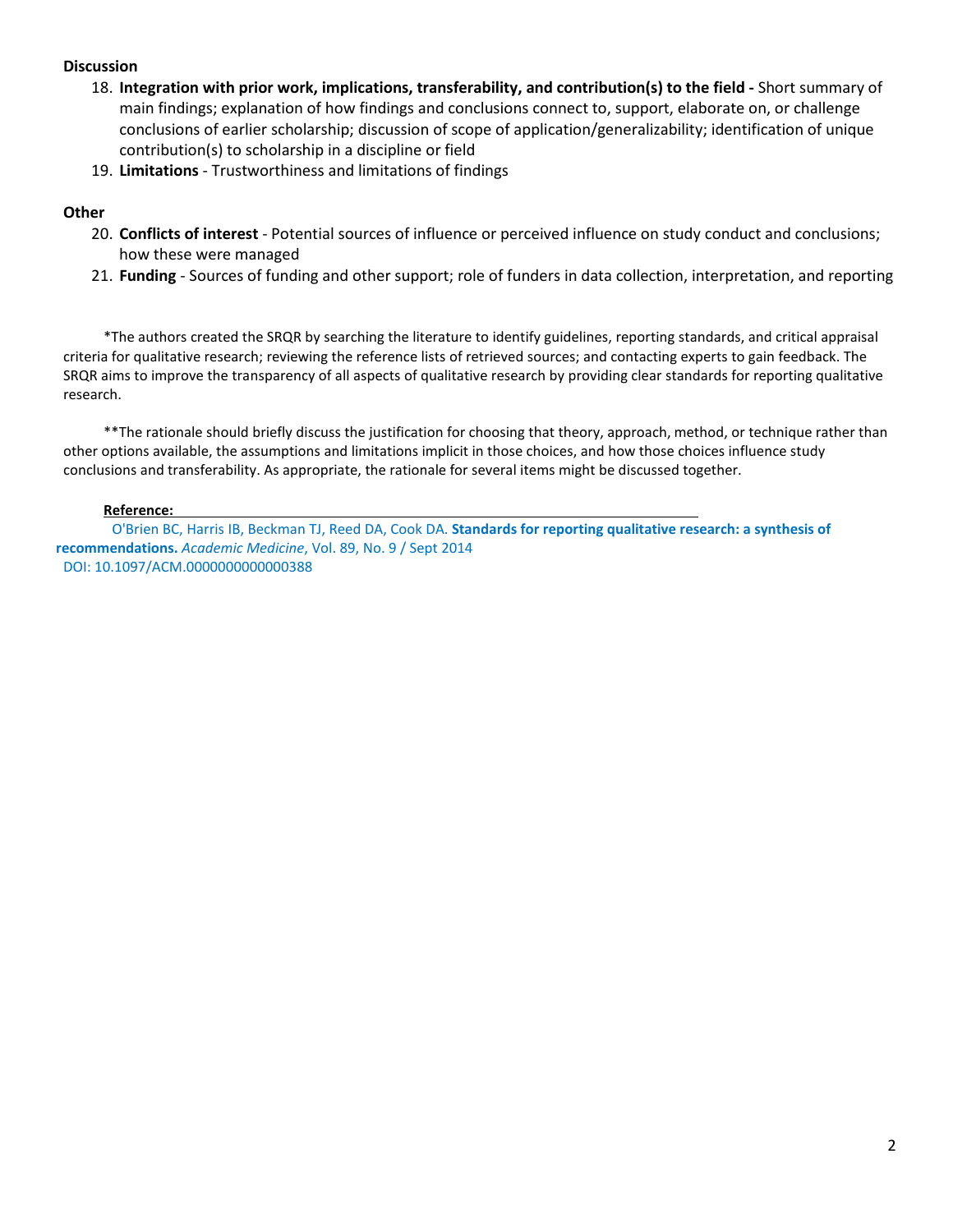**Discussion**

18. **Integration with prior work, implications, transferability, and contribution(s) to the field -** Short summary of main findings; explanation of how findings and conclusions connect to, support, elaborate on, or challenge conclusions of earlier scholarship; discussion of scope of application/generalizability; identification of unique contribution(s) to scholarship in a discipline or field
19. **Limitations** - Trustworthiness and limitations of findings

**Other**

20. **Conflicts of interest** - Potential sources of influence or perceived influence on study conduct and conclusions; how these were managed
21. **Funding** - Sources of funding and other support; role of funders in data collection, interpretation, and reporting

*The authors created the SRQR by searching the literature to identify guidelines, reporting standards, and critical appraisal criteria for qualitative research; reviewing the reference lists of retrieved sources; and contacting experts to gain feedback. The SRQR aims to improve the transparency of all aspects of qualitative research by providing clear standards for reporting qualitative research.

**The rationale should briefly discuss the justification for choosing that theory, approach, method, or technique rather than other options available, the assumptions and limitations implicit in those choices, and how those choices influence study conclusions and transferability. As appropriate, the rationale for several items might be discussed together.

**Reference:**

O'Brien BC, Harris IB, Beckman TJ, Reed DA, Cook DA. **Standards for reporting qualitative research: a synthesis of recommendations.** *Academic Medicine*, Vol. 89, No. 9 / Sept 2014
DOI: 10.1097/ACM.0000000000000388